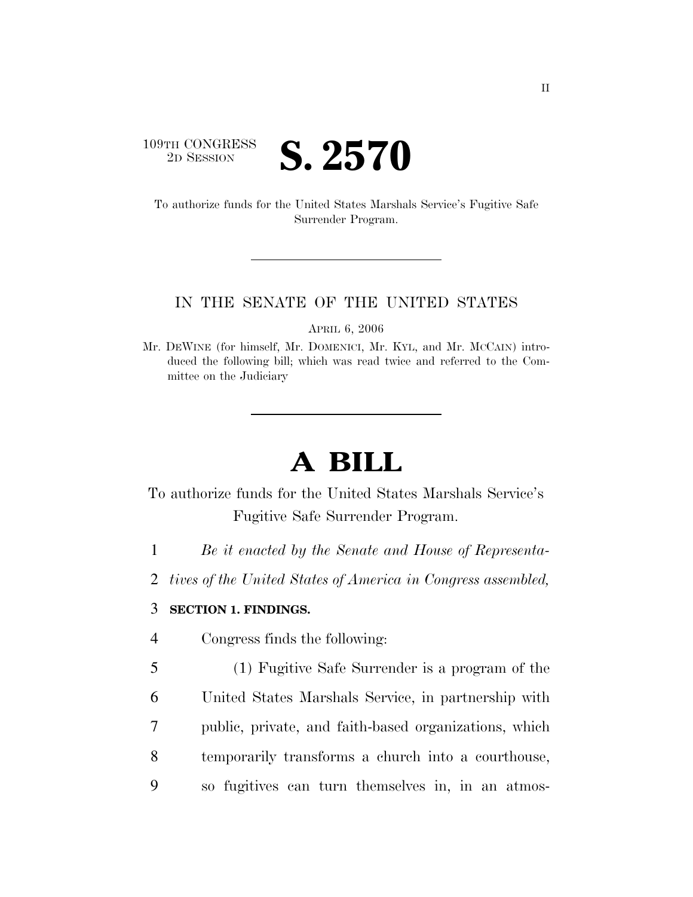109TH CONGRESS
2D SESSION

# S. 2570

To authorize funds for the United States Marshals Service's Fugitive Safe Surrender Program.

---

IN THE SENATE OF THE UNITED STATES

APRIL 6, 2006

Mr. DEWINE (for himself, Mr. DOMENICI, Mr. KYL, and Mr. MCCAIN) introduced the following bill; which was read twice and referred to the Committee on the Judiciary

---

# A BILL

To authorize funds for the United States Marshals Service's Fugitive Safe Surrender Program.

1 *Be it enacted by the Senate and House of Representa-*
2 *tives of the United States of America in Congress assembled,*

3 **SECTION 1. FINDINGS.**

4 Congress finds the following:

5 (1) Fugitive Safe Surrender is a program of the
6 United States Marshals Service, in partnership with
7 public, private, and faith-based organizations, which
8 temporarily transforms a church into a courthouse,
9 so fugitives can turn themselves in, in an atmos-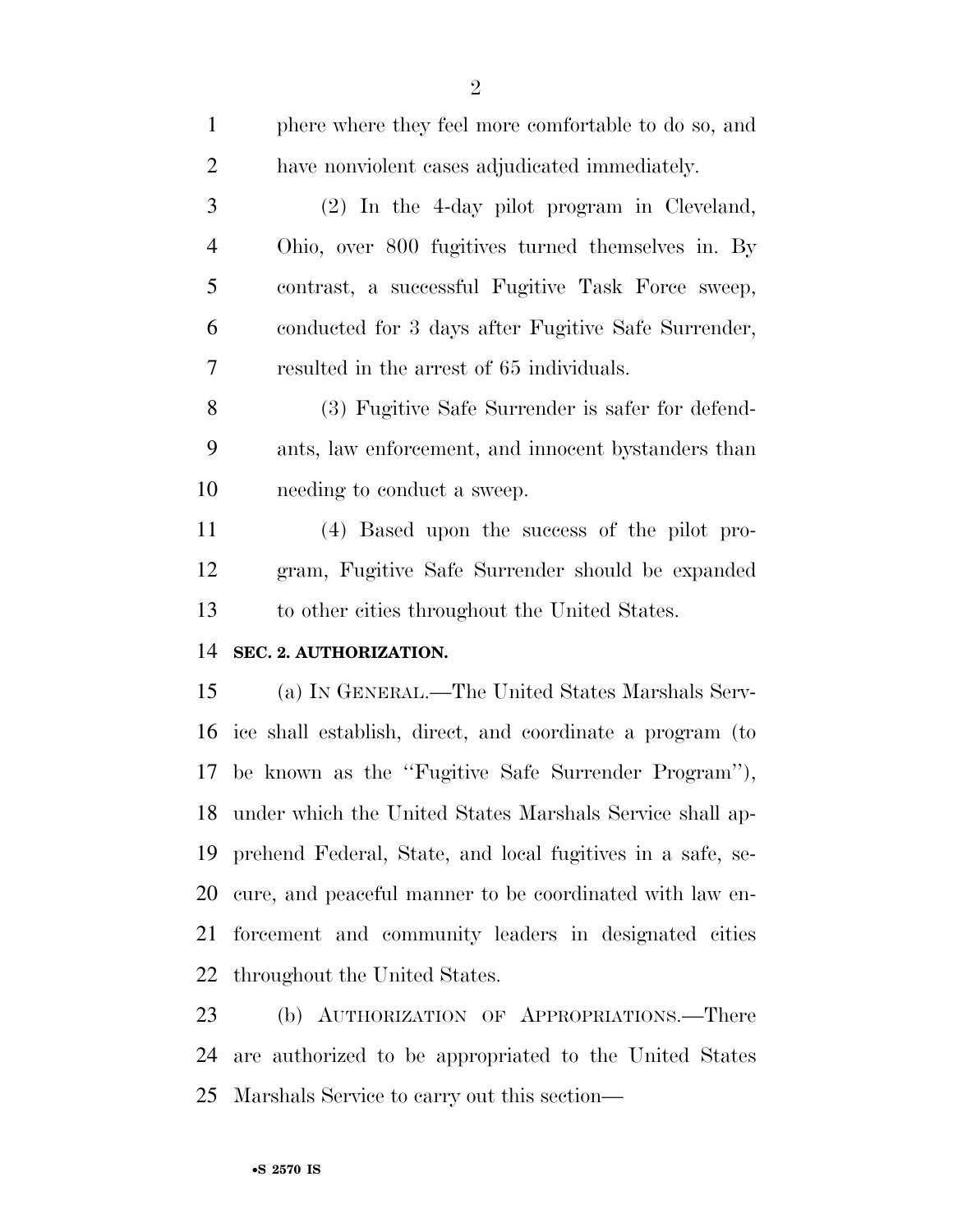phere where they feel more comfortable to do so, and have nonviolent cases adjudicated immediately.

(2) In the 4-day pilot program in Cleveland, Ohio, over 800 fugitives turned themselves in. By contrast, a successful Fugitive Task Force sweep, conducted for 3 days after Fugitive Safe Surrender, resulted in the arrest of 65 individuals.

(3) Fugitive Safe Surrender is safer for defendants, law enforcement, and innocent bystanders than needing to conduct a sweep.

(4) Based upon the success of the pilot program, Fugitive Safe Surrender should be expanded to other cities throughout the United States.

**SEC. 2. AUTHORIZATION.**

(a) IN GENERAL.—The United States Marshals Service shall establish, direct, and coordinate a program (to be known as the "Fugitive Safe Surrender Program"), under which the United States Marshals Service shall apprehend Federal, State, and local fugitives in a safe, secure, and peaceful manner to be coordinated with law enforcement and community leaders in designated cities throughout the United States.

(b) AUTHORIZATION OF APPROPRIATIONS.—There are authorized to be appropriated to the United States Marshals Service to carry out this section—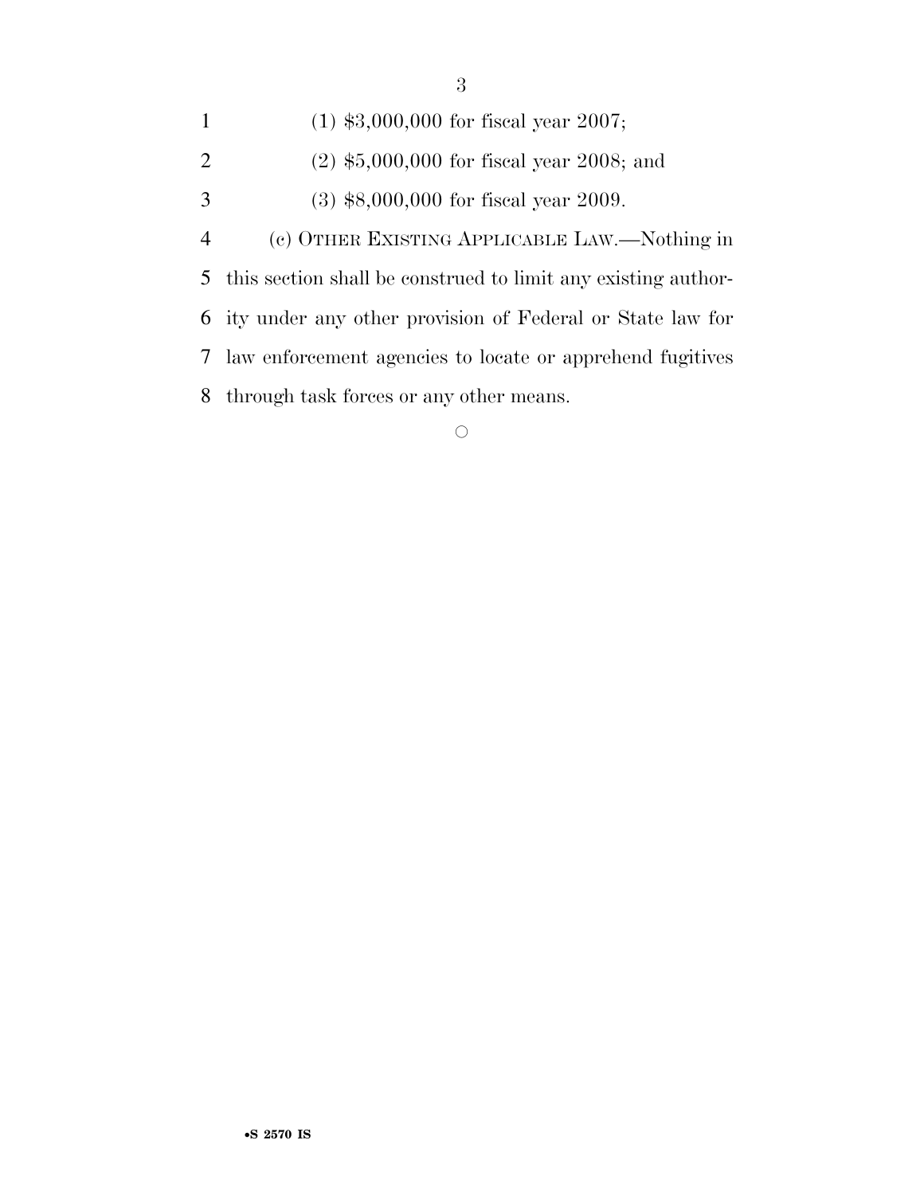(1) $3,000,000 for fiscal year 2007;

(2) $5,000,000 for fiscal year 2008; and

(3) $8,000,000 for fiscal year 2009.

(c) OTHER EXISTING APPLICABLE LAW.—Nothing in this section shall be construed to limit any existing authority under any other provision of Federal or State law for law enforcement agencies to locate or apprehend fugitives through task forces or any other means.